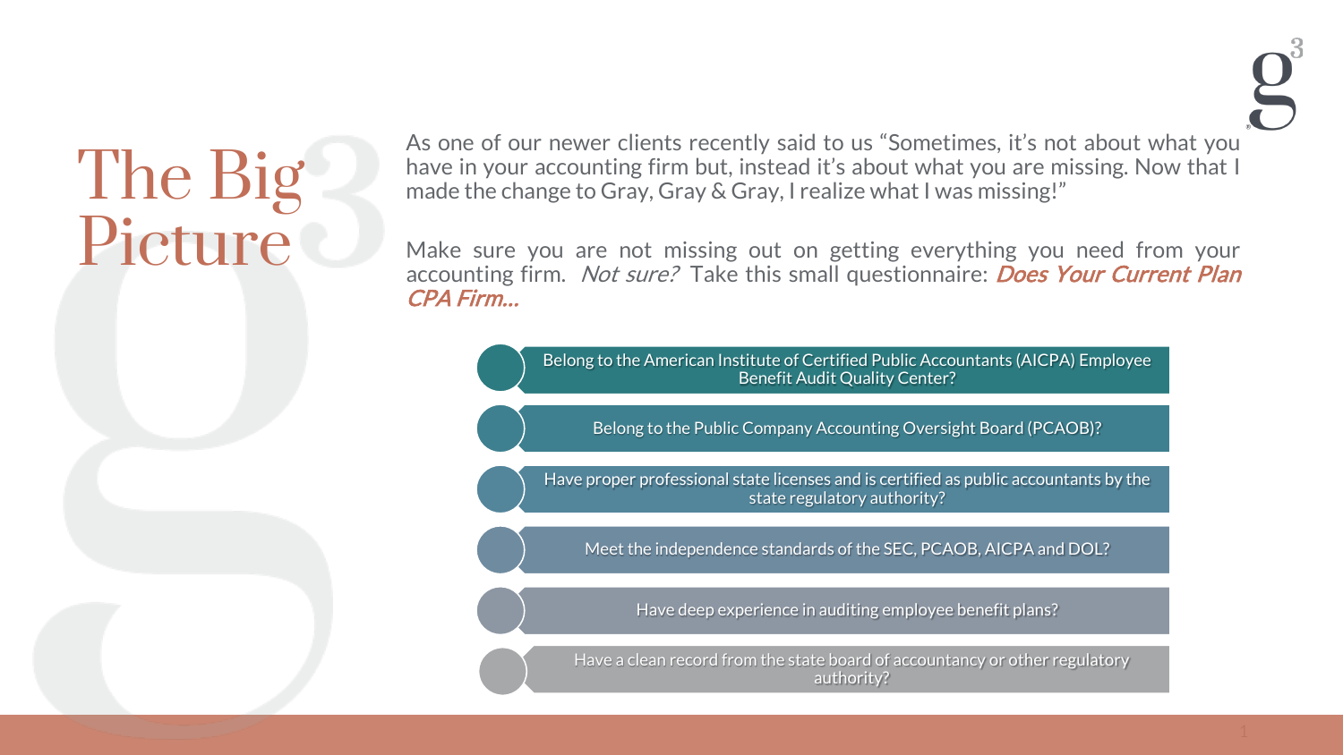# The Big Picture

As one of our newer clients recently said to us "Sometimes, it's not about what you have in your accounting firm but, instead it's about what you are missing. Now that I made the change to Gray, Gray & Gray, I realize what I was missing!"

Make sure you are not missing out on getting everything you need from your accounting firm. *Not sure?* Take this small questionnaire: ***Does Your Current Plan CPA Firm…***

- Belong to the American Institute of Certified Public Accountants (AICPA) Employee Benefit Audit Quality Center?
- Belong to the Public Company Accounting Oversight Board (PCAOB)?
- Have proper professional state licenses and is certified as public accountants by the state regulatory authority?
- Meet the independence standards of the SEC, PCAOB, AICPA and DOL?
- Have deep experience in auditing employee benefit plans?
- Have a clean record from the state board of accountancy or other regulatory authority?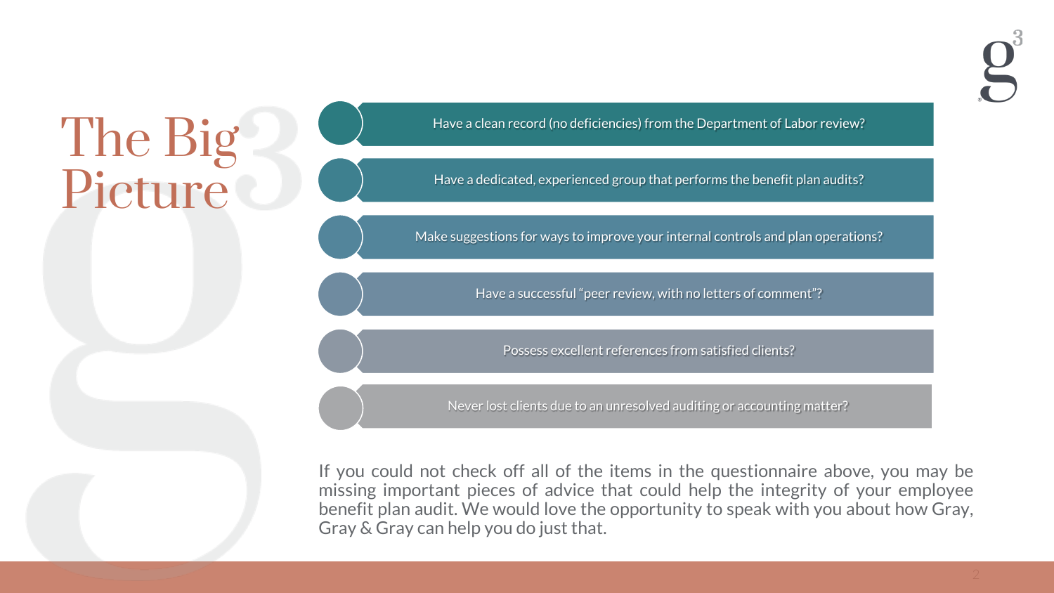# The Big Picture

- Have a clean record (no deficiencies) from the Department of Labor review?
- Have a dedicated, experienced group that performs the benefit plan audits?
- Make suggestions for ways to improve your internal controls and plan operations?
- Have a successful "peer review, with no letters of comment"?
- Possess excellent references from satisfied clients?
- Never lost clients due to an unresolved auditing or accounting matter?

If you could not check off all of the items in the questionnaire above, you may be missing important pieces of advice that could help the integrity of your employee benefit plan audit. We would love the opportunity to speak with you about how Gray, Gray & Gray can help you do just that.